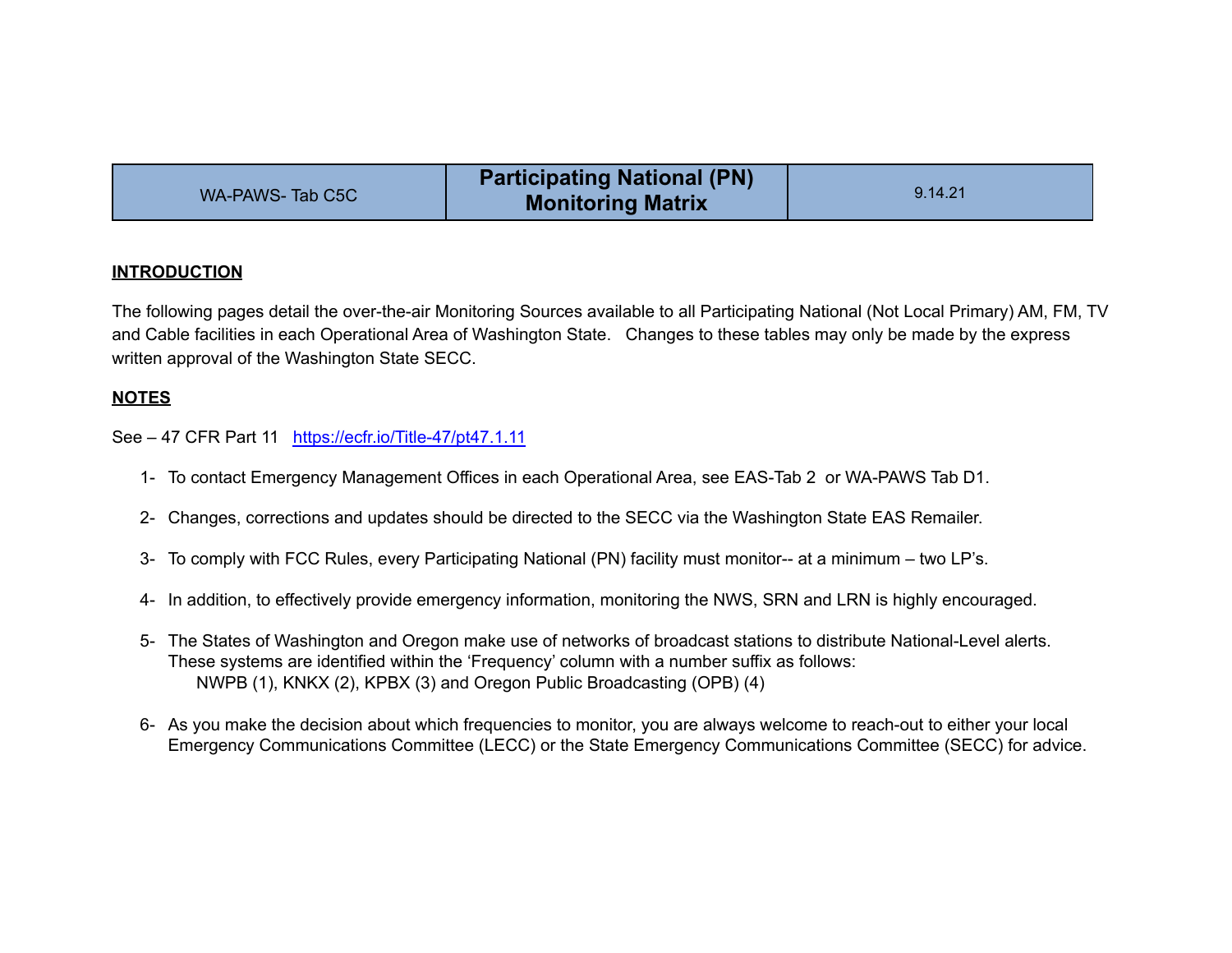| WA-PAWS- Tab C5C | **Participating National (PN) Monitoring Matrix** | 9.14.21 |
| --- | --- | --- |

## INTRODUCTION

The following pages detail the over-the-air Monitoring Sources available to all Participating National (Not Local Primary) AM, FM, TV and Cable facilities in each Operational Area of Washington State. Changes to these tables may only be made by the express written approval of the Washington State SECC.

## NOTES

See – 47 CFR Part 11 [https://ecfr.io/Title-47/pt47.1.11](https://ecfr.io/Title-47/pt47.1.11)

1- To contact Emergency Management Offices in each Operational Area, see EAS-Tab 2 or WA-PAWS Tab D1.

2- Changes, corrections and updates should be directed to the SECC via the Washington State EAS Remailer.

3- To comply with FCC Rules, every Participating National (PN) facility must monitor-- at a minimum – two LP's.

4- In addition, to effectively provide emergency information, monitoring the NWS, SRN and LRN is highly encouraged.

5- The States of Washington and Oregon make use of networks of broadcast stations to distribute National-Level alerts. These systems are identified within the 'Frequency' column with a number suffix as follows:
   NWPB (1), KNKX (2), KPBX (3) and Oregon Public Broadcasting (OPB) (4)

6- As you make the decision about which frequencies to monitor, you are always welcome to reach-out to either your local Emergency Communications Committee (LECC) or the State Emergency Communications Committee (SECC) for advice.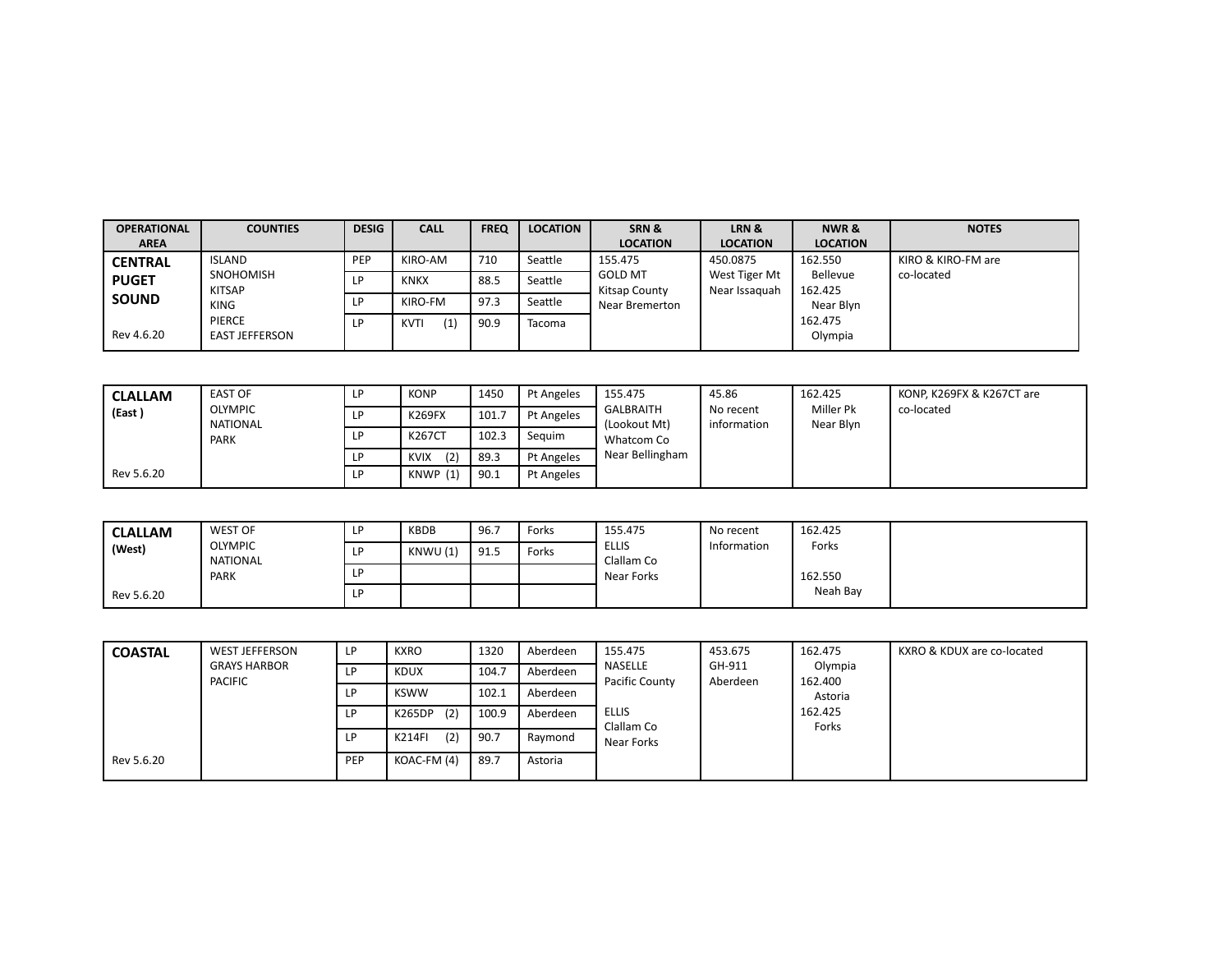| OPERATIONAL AREA | COUNTIES | DESIG | CALL | FREQ | LOCATION | SRN & LOCATION | LRN & LOCATION | NWR & LOCATION | NOTES |
|---|---|---|---|---|---|---|---|---|---|
| **CENTRAL PUGET SOUND** Rev 4.6.20 | ISLAND SNOHOMISH KITSAP KING PIERCE EAST JEFFERSON | PEP | KIRO-AM | 710 | Seattle | 155.475 GOLD MT Kitsap County Near Bremerton | 450.0875 West Tiger Mt Near Issaquah | 162.550 Bellevue 162.425 Near Blyn 162.475 Olympia | KIRO & KIRO-FM are co-located |
| | | LP | KNKX | 88.5 | Seattle | | | | |
| | | LP | KIRO-FM | 97.3 | Seattle | | | | |
| | | LP | KVTI (1) | 90.9 | Tacoma | | | | |

| OPERATIONAL AREA | COUNTIES | DESIG | CALL | FREQ | LOCATION | SRN & LOCATION | LRN & LOCATION | NWR & LOCATION | NOTES |
|---|---|---|---|---|---|---|---|---|---|
| **CLALLAM (East )** Rev 5.6.20 | EAST OF OLYMPIC NATIONAL PARK | LP | KONP | 1450 | Pt Angeles | 155.475 GALBRAITH (Lookout Mt) Whatcom Co Near Bellingham | 45.86 No recent information | 162.425 Miller Pk Near Blyn | KONP, K269FX & K267CT are co-located |
| | | LP | K269FX | 101.7 | Pt Angeles | | | | |
| | | LP | K267CT | 102.3 | Sequim | | | | |
| | | LP | KVIX (2) | 89.3 | Pt Angeles | | | | |
| | | LP | KNWP (1) | 90.1 | Pt Angeles | | | | |

| OPERATIONAL AREA | COUNTIES | DESIG | CALL | FREQ | LOCATION | SRN & LOCATION | LRN & LOCATION | NWR & LOCATION | NOTES |
|---|---|---|---|---|---|---|---|---|---|
| **CLALLAM (West)** Rev 5.6.20 | WEST OF OLYMPIC NATIONAL PARK | LP | KBDB | 96.7 | Forks | 155.475 ELLIS Clallam Co Near Forks | No recent Information | 162.425 Forks 162.550 Neah Bay | |
| | | LP | KNWU (1) | 91.5 | Forks | | | | |
| | | LP | | | | | | | |
| | | LP | | | | | | | |

| OPERATIONAL AREA | COUNTIES | DESIG | CALL | FREQ | LOCATION | SRN & LOCATION | LRN & LOCATION | NWR & LOCATION | NOTES |
|---|---|---|---|---|---|---|---|---|---|
| **COASTAL** Rev 5.6.20 | WEST JEFFERSON GRAYS HARBOR PACIFIC | LP | KXRO | 1320 | Aberdeen | 155.475 NASELLE Pacific County ELLIS Clallam Co Near Forks | 453.675 GH-911 Aberdeen | 162.475 Olympia 162.400 Astoria 162.425 Forks | KXRO & KDUX are co-located |
| | | LP | KDUX | 104.7 | Aberdeen | | | | |
| | | LP | KSWW | 102.1 | Aberdeen | | | | |
| | | LP | K265DP (2) | 100.9 | Aberdeen | | | | |
| | | LP | K214FI (2) | 90.7 | Raymond | | | | |
| | | PEP | KOAC-FM (4) | 89.7 | Astoria | | | | |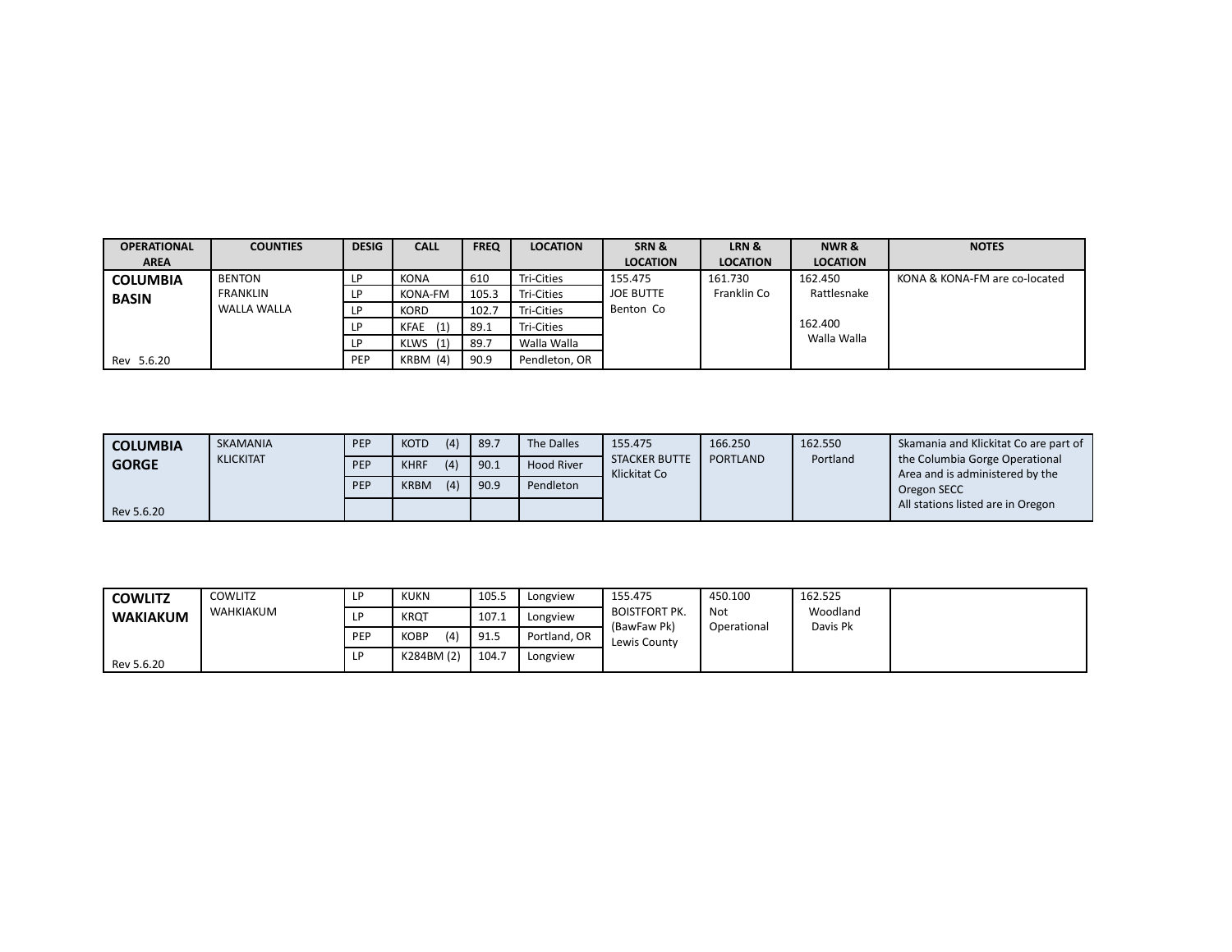| OPERATIONAL AREA | COUNTIES | DESIG | CALL | FREQ | LOCATION | SRN & LOCATION | LRN & LOCATION | NWR & LOCATION | NOTES |
|---|---|---|---|---|---|---|---|---|---|
| **COLUMBIA BASIN** | BENTON FRANKLIN WALLA WALLA | LP | KONA | 610 | Tri-Cities | 155.475 JOE BUTTE Benton Co | 161.730 Franklin Co | 162.450 Rattlesnake | KONA & KONA-FM are co-located |
| | | LP | KONA-FM | 105.3 | Tri-Cities | | | | |
| | | LP | KORD | 102.7 | Tri-Cities | | | 162.400 Walla Walla | |
| | | LP | KFAE (1) | 89.1 | Tri-Cities | | | | |
| | | LP | KLWS (1) | 89.7 | Walla Walla | | | | |
| Rev 5.6.20 | | PEP | KRBM (4) | 90.9 | Pendleton, OR | | | | |

| OPERATIONAL AREA | COUNTIES | DESIG | CALL | FREQ | LOCATION | SRN & LOCATION | LRN & LOCATION | NWR & LOCATION | NOTES |
|---|---|---|---|---|---|---|---|---|---|
| **COLUMBIA GORGE** | SKAMANIA KLICKITAT | PEP | KOTD (4) | 89.7 | The Dalles | 155.475 STACKER BUTTE Klickitat Co | 166.250 PORTLAND | 162.550 Portland | Skamania and Klickitat Co are part of the Columbia Gorge Operational Area and is administered by the Oregon SECC All stations listed are in Oregon |
| | | PEP | KHRF (4) | 90.1 | Hood River | | | | |
| | | PEP | KRBM (4) | 90.9 | Pendleton | | | | |
| Rev 5.6.20 | | | | | | | | | |

| OPERATIONAL AREA | COUNTIES | DESIG | CALL | FREQ | LOCATION | SRN & LOCATION | LRN & LOCATION | NWR & LOCATION | NOTES |
|---|---|---|---|---|---|---|---|---|---|
| **COWLITZ WAKIAKUM** | COWLITZ WAHKIAKUM | LP | KUKN | 105.5 | Longview | 155.475 BOISTFORT PK. (BawFaw Pk) Lewis County | 450.100 Not Operational | 162.525 Woodland Davis Pk | |
| | | LP | KRQT | 107.1 | Longview | | | | |
| | | PEP | KOBP (4) | 91.5 | Portland, OR | | | | |
| Rev 5.6.20 | | LP | K284BM (2) | 104.7 | Longview | | | | |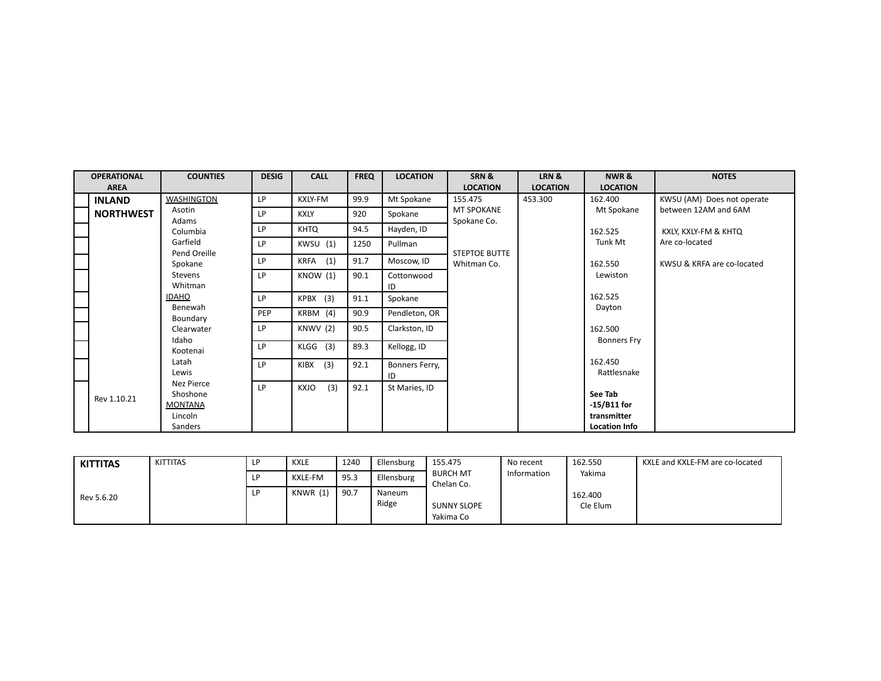| OPERATIONAL AREA | COUNTIES | DESIG | CALL | FREQ | LOCATION | SRN & LOCATION | LRN & LOCATION | NWR & LOCATION | NOTES |
|---|---|---|---|---|---|---|---|---|---|
| **INLAND NORTHWEST** | WASHINGTON | LP | KXLY-FM | 99.9 | Mt Spokane | 155.475 MT SPOKANE Spokane Co. | 453.300 | 162.400 Mt Spokane | KWSU (AM) Does not operate between 12AM and 6AM |
| | Asotin Adams | LP | KXLY | 920 | Spokane | | | | |
| | Columbia | LP | KHTQ | 94.5 | Hayden, ID | | | 162.525 Tunk Mt | KXLY, KXLY-FM & KHTQ Are co-located |
| | Garfield Pend Oreille | LP | KWSU (1) | 1250 | Pullman | STEPTOE BUTTE Whitman Co. | | | |
| | Spokane | LP | KRFA (1) | 91.7 | Moscow, ID | | | 162.550 Lewiston | KWSU & KRFA are co-located |
| | Stevens Whitman | LP | KNOW (1) | 90.1 | Cottonwood ID | | | | |
| | IDAHO Benewah | LP | KPBX (3) | 91.1 | Spokane | | | 162.525 Dayton | |
| | Boundary | PEP | KRBM (4) | 90.9 | Pendleton, OR | | | | |
| | Clearwater Idaho | LP | KNWV (2) | 90.5 | Clarkston, ID | | | 162.500 Bonners Fry | |
| | Kootenai | LP | KLGG (3) | 89.3 | Kellogg, ID | | | | |
| | Latah Lewis | LP | KIBX (3) | 92.1 | Bonners Ferry, ID | | | 162.450 Rattlesnake | |
| Rev 1.10.21 | Nez Pierce Shoshone MONTANA Lincoln Sanders | LP | KXJO (3) | 92.1 | St Maries, ID | | | **See Tab -15/B11 for transmitter Location Info** | |

| OPERATIONAL AREA | COUNTIES | DESIG | CALL | FREQ | LOCATION | SRN & LOCATION | LRN & LOCATION | NWR & LOCATION | NOTES |
|---|---|---|---|---|---|---|---|---|---|
| **KITTITAS** | KITTITAS | LP | KXLE | 1240 | Ellensburg | 155.475 BURCH MT Chelan Co. | No recent Information | 162.550 Yakima | KXLE and KXLE-FM are co-located |
| | | LP | KXLE-FM | 95.3 | Ellensburg | | | | |
| Rev 5.6.20 | | LP | KNWR (1) | 90.7 | Naneum Ridge | SUNNY SLOPE Yakima Co | | 162.400 Cle Elum | |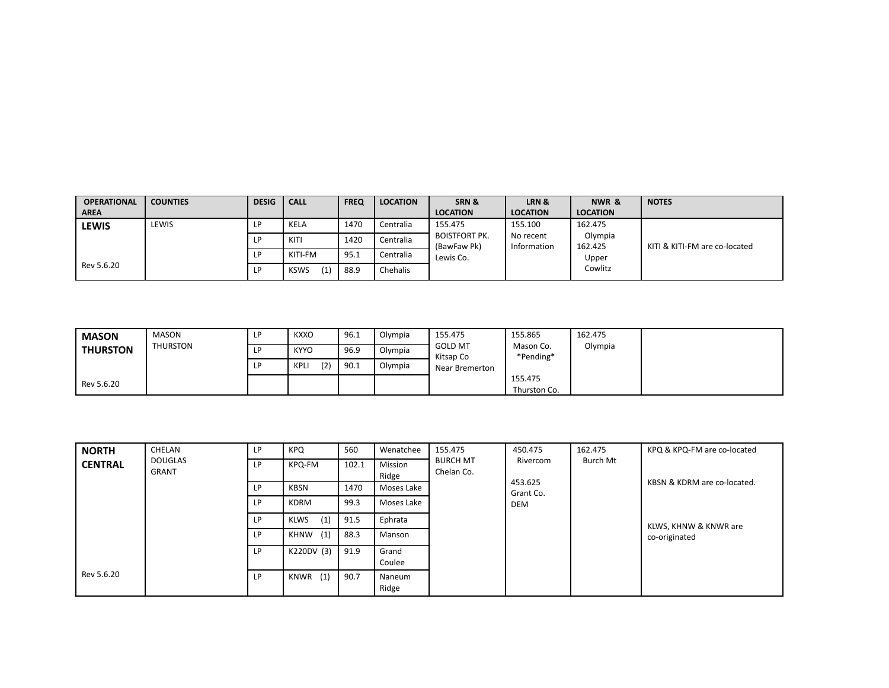| OPERATIONAL AREA | COUNTIES | DESIG | CALL | FREQ | LOCATION | SRN & LOCATION | LRN & LOCATION | NWR & LOCATION | NOTES |
|---|---|---|---|---|---|---|---|---|---|
| **LEWIS** | LEWIS | LP | KELA | 1470 | Centralia | 155.475 BOISTFORT PK. (BawFaw Pk) Lewis Co. | 155.100 No recent Information | 162.475 Olympia 162.425 Upper Cowlitz | KITI & KITI-FM are co-located |
| | | LP | KITI | 1420 | Centralia | | | | |
| | | LP | KITI-FM | 95.1 | Centralia | | | | |
| Rev 5.6.20 | | LP | KSWS (1) | 88.9 | Chehalis | | | | |

| | | | | | | | | | |
|---|---|---|---|---|---|---|---|---|---|
| **MASON THURSTON** | MASON THURSTON | LP | KXXO | 96.1 | Olympia | 155.475 GOLD MT Kitsap Co Near Bremerton | 155.865 Mason Co. \*Pending\* 155.475 Thurston Co. | 162.475 Olympia | |
| | | LP | KYYO | 96.9 | Olympia | | | | |
| | | LP | KPLI (2) | 90.1 | Olympia | | | | |
| Rev 5.6.20 | | | | | | | | | |

| | | | | | | | | | |
|---|---|---|---|---|---|---|---|---|---|
| **NORTH CENTRAL** | CHELAN DOUGLAS GRANT | LP | KPQ | 560 | Wenatchee | 155.475 BURCH MT Chelan Co. | 450.475 Rivercom 453.625 Grant Co. DEM | 162.475 Burch Mt | KPQ & KPQ-FM are co-located |
| | | LP | KPQ-FM | 102.1 | Mission Ridge | | | | |
| | | LP | KBSN | 1470 | Moses Lake | | | | KBSN & KDRM are co-located. |
| | | LP | KDRM | 99.3 | Moses Lake | | | | |
| | | LP | KLWS (1) | 91.5 | Ephrata | | | | KLWS, KHNW & KNWR are co-originated |
| | | LP | KHNW (1) | 88.3 | Manson | | | | |
| | | LP | K220DV (3) | 91.9 | Grand Coulee | | | | |
| Rev 5.6.20 | | LP | KNWR (1) | 90.7 | Naneum Ridge | | | | |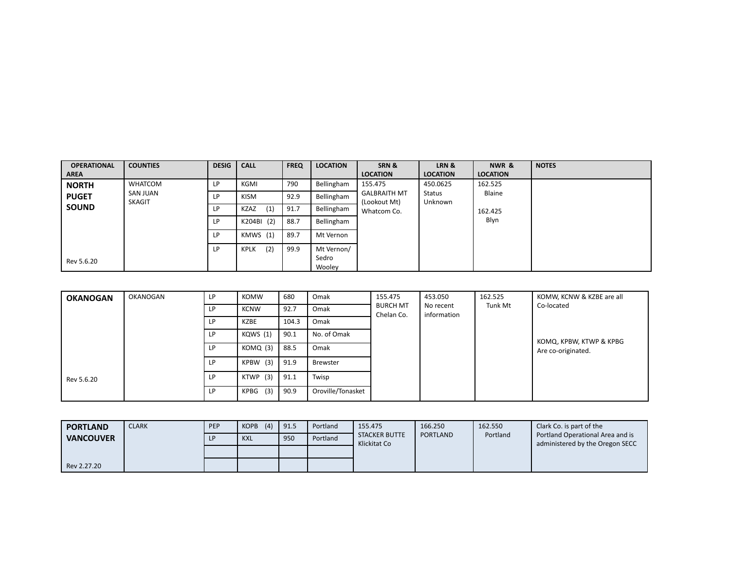| OPERATIONAL AREA | COUNTIES | DESIG | CALL | FREQ | LOCATION | SRN & LOCATION | LRN & LOCATION | NWR & LOCATION | NOTES |
|---|---|---|---|---|---|---|---|---|---|
| **NORTH PUGET SOUND**<br><br>Rev 5.6.20 | WHATCOM<br>SAN JUAN<br>SKAGIT | LP | KGMI | 790 | Bellingham | 155.475<br>GALBRAITH MT (Lookout Mt)<br>Whatcom Co. | 450.0625<br>Status Unknown | 162.525<br>Blaine<br><br>162.425<br>Blyn | |
| | | LP | KISM | 92.9 | Bellingham | | | | |
| | | LP | KZAZ (1) | 91.7 | Bellingham | | | | |
| | | LP | K204BI (2) | 88.7 | Bellingham | | | | |
| | | LP | KMWS (1) | 89.7 | Mt Vernon | | | | |
| | | LP | KPLK (2) | 99.9 | Mt Vernon/ Sedro Wooley | | | | |

| OPERATIONAL AREA | COUNTIES | DESIG | CALL | FREQ | LOCATION | SRN & LOCATION | LRN & LOCATION | NWR & LOCATION | NOTES |
|---|---|---|---|---|---|---|---|---|---|
| **OKANOGAN**<br><br>Rev 5.6.20 | OKANOGAN | LP | KOMW | 680 | Omak | 155.475<br>BURCH MT<br>Chelan Co. | 453.050<br>No recent information | 162.525<br>Tunk Mt | KOMW, KCNW & KZBE are all Co-located<br><br>KOMQ, KPBW, KTWP & KPBG Are co-originated. |
| | | LP | KCNW | 92.7 | Omak | | | | |
| | | LP | KZBE | 104.3 | Omak | | | | |
| | | LP | KQWS (1) | 90.1 | No. of Omak | | | | |
| | | LP | KOMQ (3) | 88.5 | Omak | | | | |
| | | LP | KPBW (3) | 91.9 | Brewster | | | | |
| | | LP | KTWP (3) | 91.1 | Twisp | | | | |
| | | LP | KPBG (3) | 90.9 | Oroville/Tonasket | | | | |

| OPERATIONAL AREA | COUNTIES | DESIG | CALL | FREQ | LOCATION | SRN & LOCATION | LRN & LOCATION | NWR & LOCATION | NOTES |
|---|---|---|---|---|---|---|---|---|---|
| **PORTLAND VANCOUVER**<br><br>Rev 2.27.20 | CLARK | PEP | KOPB (4) | 91.5 | Portland | 155.475<br>STACKER BUTTE<br>Klickitat Co | 166.250<br>PORTLAND | 162.550<br>Portland | Clark Co. is part of the Portland Operational Area and is administered by the Oregon SECC |
| | | LP | KXL | 950 | Portland | | | | |
| | | | | | | | | | |
| | | | | | | | | | |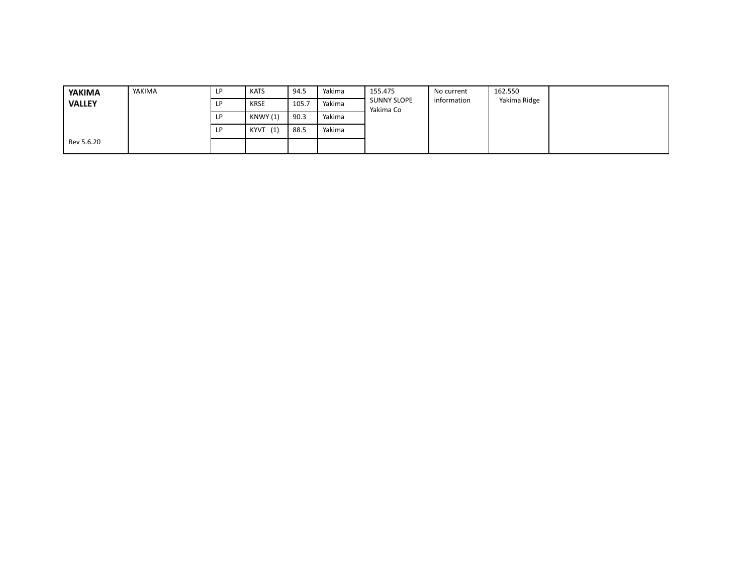| | | | | | | | | | |
|---|---|---|---|---|---|---|---|---|---|
| **YAKIMA VALLEY** | YAKIMA | LP | KATS | 94.5 | Yakima | 155.475 SUNNY SLOPE Yakima Co | No current information | 162.550 Yakima Ridge | |
| | | LP | KRSE | 105.7 | Yakima | | | | |
| | | LP | KNWY (1) | 90.3 | Yakima | | | | |
| | | LP | KYVT (1) | 88.5 | Yakima | | | | |
| Rev 5.6.20 | | | | | | | | | |